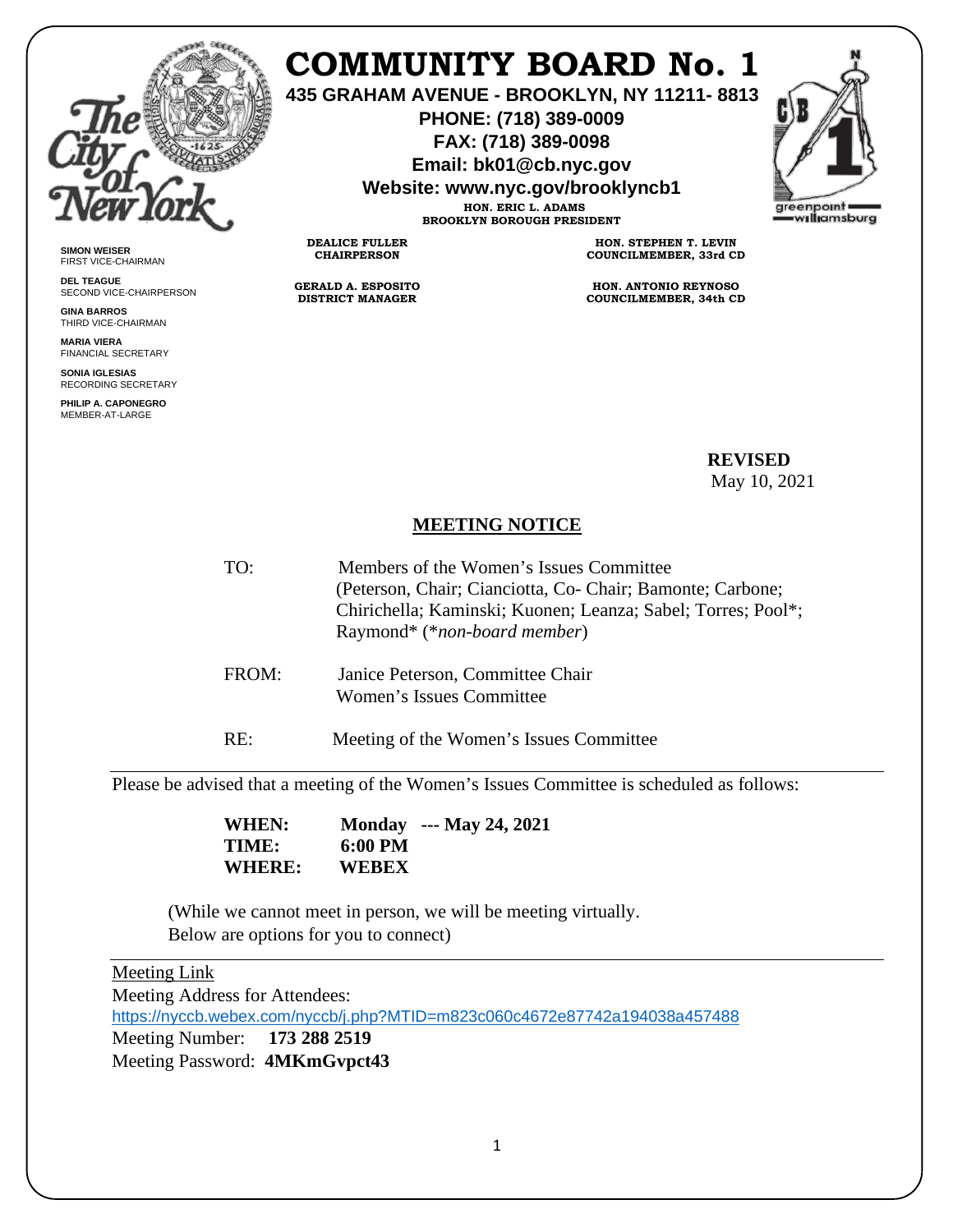# COMMUNITY BOARD No. 1

**435 GRAHAM AVENUE - BROOKLYN, NY 11211- 8813**
**PHONE: (718) 389-0009**
**FAX: (718) 389-0098**
**Email: bk01@cb.nyc.gov**
**Website: www.nyc.gov/brooklyncb1**

**HON. ERIC L. ADAMS**
**BROOKLYN BOROUGH PRESIDENT**

**DEALICE FULLER**
**CHAIRPERSON**

**GERALD A. ESPOSITO**
**DISTRICT MANAGER**

**HON. STEPHEN T. LEVIN**
**COUNCILMEMBER, 33rd CD**

**HON. ANTONIO REYNOSO**
**COUNCILMEMBER, 34th CD**

**SIMON WEISER**
FIRST VICE-CHAIRMAN

**DEL TEAGUE**
SECOND VICE-CHAIRPERSON

**GINA BARROS**
THIRD VICE-CHAIRMAN

**MARIA VIERA**
FINANCIAL SECRETARY

**SONIA IGLESIAS**
RECORDING SECRETARY

**PHILIP A. CAPONEGRO**
MEMBER-AT-LARGE

**REVISED**
May 10, 2021

## MEETING NOTICE

TO: Members of the Women's Issues Committee (Peterson, Chair; Cianciotta, Co- Chair; Bamonte; Carbone; Chirichella; Kaminski; Kuonen; Leanza; Sabel; Torres; Pool*; Raymond* (**non-board member*)

FROM: Janice Peterson, Committee Chair
Women's Issues Committee

RE: Meeting of the Women's Issues Committee

---

Please be advised that a meeting of the Women's Issues Committee is scheduled as follows:

**WHEN:** **Monday --- May 24, 2021**
**TIME:** **6:00 PM**
**WHERE:** **WEBEX**

(While we cannot meet in person, we will be meeting virtually. Below are options for you to connect)

---

Meeting Link
Meeting Address for Attendees:
https://nyccb.webex.com/nyccb/j.php?MTID=m823c060c4672e87742a194038a457488
Meeting Number: **173 288 2519**
Meeting Password: **4MKmGvpct43**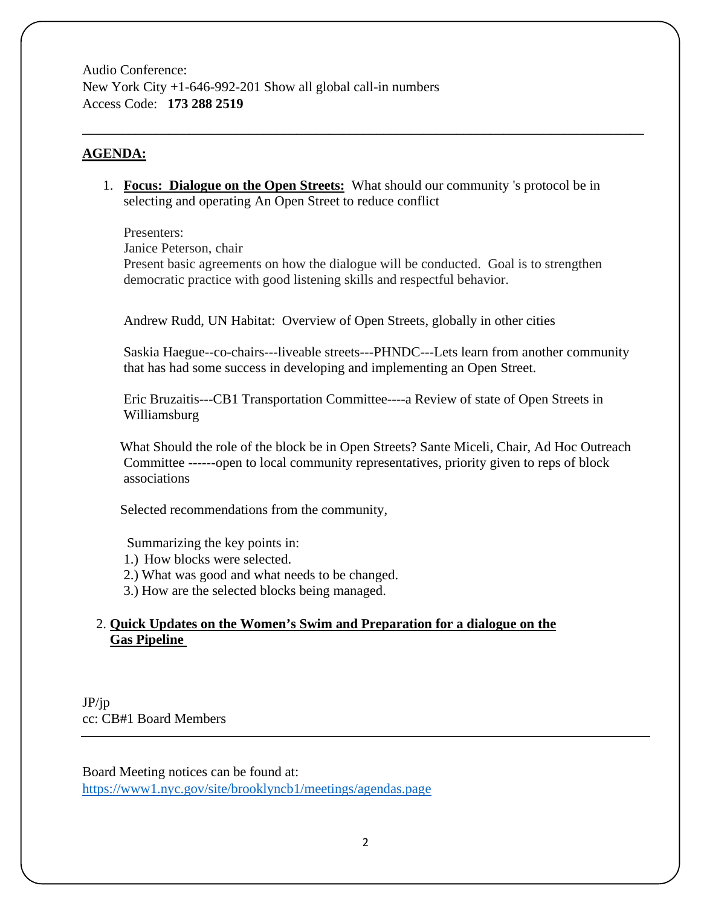Audio Conference:
New York City +1-646-992-201 Show all global call-in numbers
Access Code: **173 288 2519**

---

**AGENDA:**

1. **Focus: Dialogue on the Open Streets:** What should our community 's protocol be in selecting and operating An Open Street to reduce conflict

   Presenters:
   Janice Peterson, chair
   Present basic agreements on how the dialogue will be conducted. Goal is to strengthen democratic practice with good listening skills and respectful behavior.

   Andrew Rudd, UN Habitat: Overview of Open Streets, globally in other cities

   Saskia Haegue--co-chairs---liveable streets---PHNDC---Lets learn from another community that has had some success in developing and implementing an Open Street.

   Eric Bruzaitis---CB1 Transportation Committee----a Review of state of Open Streets in Williamsburg

   What Should the role of the block be in Open Streets? Sante Miceli, Chair, Ad Hoc Outreach Committee ------open to local community representatives, priority given to reps of block associations

   Selected recommendations from the community,

   Summarizing the key points in:
   1.) How blocks were selected.
   2.) What was good and what needs to be changed.
   3.) How are the selected blocks being managed.

2. **Quick Updates on the Women's Swim and Preparation for a dialogue on the Gas Pipeline**

JP/jp
cc: CB#1 Board Members

---

Board Meeting notices can be found at:
https://www1.nyc.gov/site/brooklyncb1/meetings/agendas.page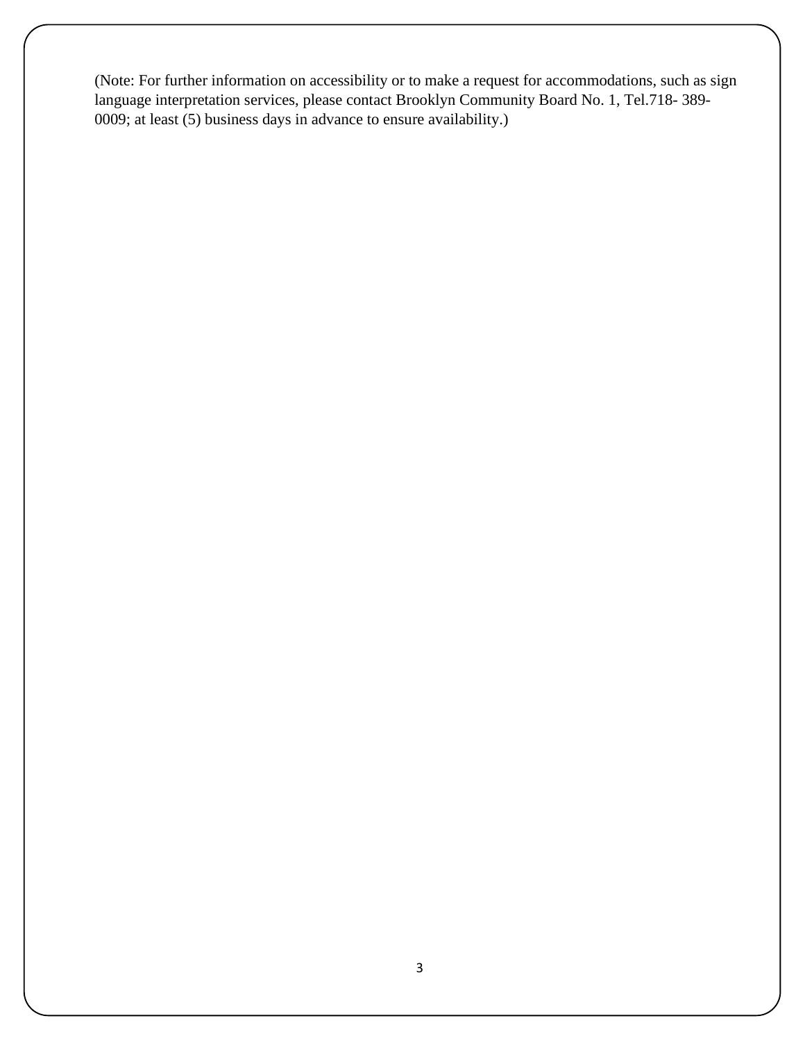(Note: For further information on accessibility or to make a request for accommodations, such as sign language interpretation services, please contact Brooklyn Community Board No. 1, Tel.718- 389-0009; at least (5) business days in advance to ensure availability.)